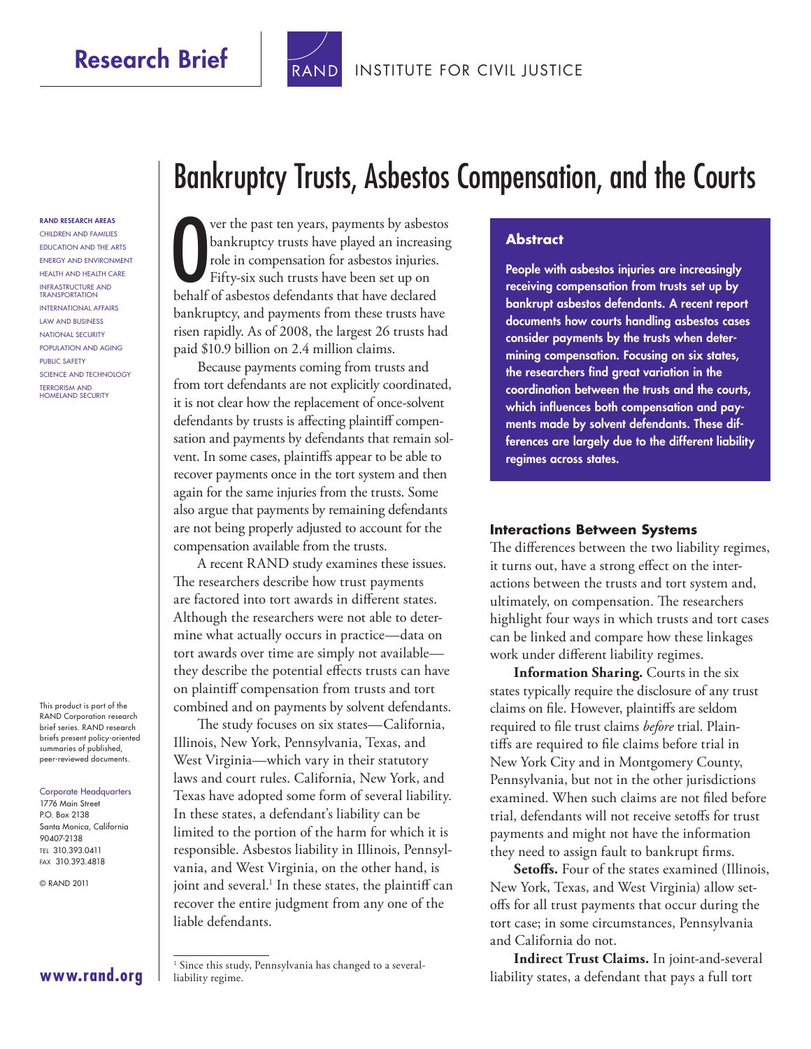Research Brief

RAND INSTITUTE FOR CIVIL JUSTICE

# Bankruptcy Trusts, Asbestos Compensation, and the Courts

**RAND RESEARCH AREAS**
CHILDREN AND FAMILIES
EDUCATION AND THE ARTS
ENERGY AND ENVIRONMENT
HEALTH AND HEALTH CARE
INFRASTRUCTURE AND TRANSPORTATION
INTERNATIONAL AFFAIRS
LAW AND BUSINESS
NATIONAL SECURITY
POPULATION AND AGING
PUBLIC SAFETY
SCIENCE AND TECHNOLOGY
TERRORISM AND HOMELAND SECURITY

### Abstract

**People with asbestos injuries are increasingly receiving compensation from trusts set up by bankrupt asbestos defendants. A recent report documents how courts handling asbestos cases consider payments by the trusts when determining compensation. Focusing on six states, the researchers find great variation in the coordination between the trusts and the courts, which influences both compensation and payments made by solvent defendants. These differences are largely due to the different liability regimes across states.**

Over the past ten years, payments by asbestos bankruptcy trusts have played an increasing role in compensation for asbestos injuries. Fifty-six such trusts have been set up on behalf of asbestos defendants that have declared bankruptcy, and payments from these trusts have risen rapidly. As of 2008, the largest 26 trusts had paid $10.9 billion on 2.4 million claims.

Because payments coming from trusts and from tort defendants are not explicitly coordinated, it is not clear how the replacement of once-solvent defendants by trusts is affecting plaintiff compensation and payments by defendants that remain solvent. In some cases, plaintiffs appear to be able to recover payments once in the tort system and then again for the same injuries from the trusts. Some also argue that payments by remaining defendants are not being properly adjusted to account for the compensation available from the trusts.

A recent RAND study examines these issues. The researchers describe how trust payments are factored into tort awards in different states. Although the researchers were not able to determine what actually occurs in practice—data on tort awards over time are simply not available—they describe the potential effects trusts can have on plaintiff compensation from trusts and tort combined and on payments by solvent defendants.

The study focuses on six states—California, Illinois, New York, Pennsylvania, Texas, and West Virginia—which vary in their statutory laws and court rules. California, New York, and Texas have adopted some form of several liability. In these states, a defendant's liability can be limited to the portion of the harm for which it is responsible. Asbestos liability in Illinois, Pennsylvania, and West Virginia, on the other hand, is joint and several.[1] In these states, the plaintiff can recover the entire judgment from any one of the liable defendants.

[1] Since this study, Pennsylvania has changed to a several-liability regime.

### Interactions Between Systems

The differences between the two liability regimes, it turns out, have a strong effect on the interactions between the trusts and tort system and, ultimately, on compensation. The researchers highlight four ways in which trusts and tort cases can be linked and compare how these linkages work under different liability regimes.

**Information Sharing.** Courts in the six states typically require the disclosure of any trust claims on file. However, plaintiffs are seldom required to file trust claims *before* trial. Plaintiffs are required to file claims before trial in New York City and in Montgomery County, Pennsylvania, but not in the other jurisdictions examined. When such claims are not filed before trial, defendants will not receive setoffs for trust payments and might not have the information they need to assign fault to bankrupt firms.

**Setoffs.** Four of the states examined (Illinois, New York, Texas, and West Virginia) allow setoffs for all trust payments that occur during the tort case; in some circumstances, Pennsylvania and California do not.

**Indirect Trust Claims.** In joint-and-several liability states, a defendant that pays a full tort

This product is part of the RAND Corporation research brief series. RAND research briefs present policy-oriented summaries of published, peer-reviewed documents.

Corporate Headquarters
1776 Main Street
P.O. Box 2138
Santa Monica, California 90407-2138
TEL 310.393.0411
FAX 310.393.4818

© RAND 2011

www.rand.org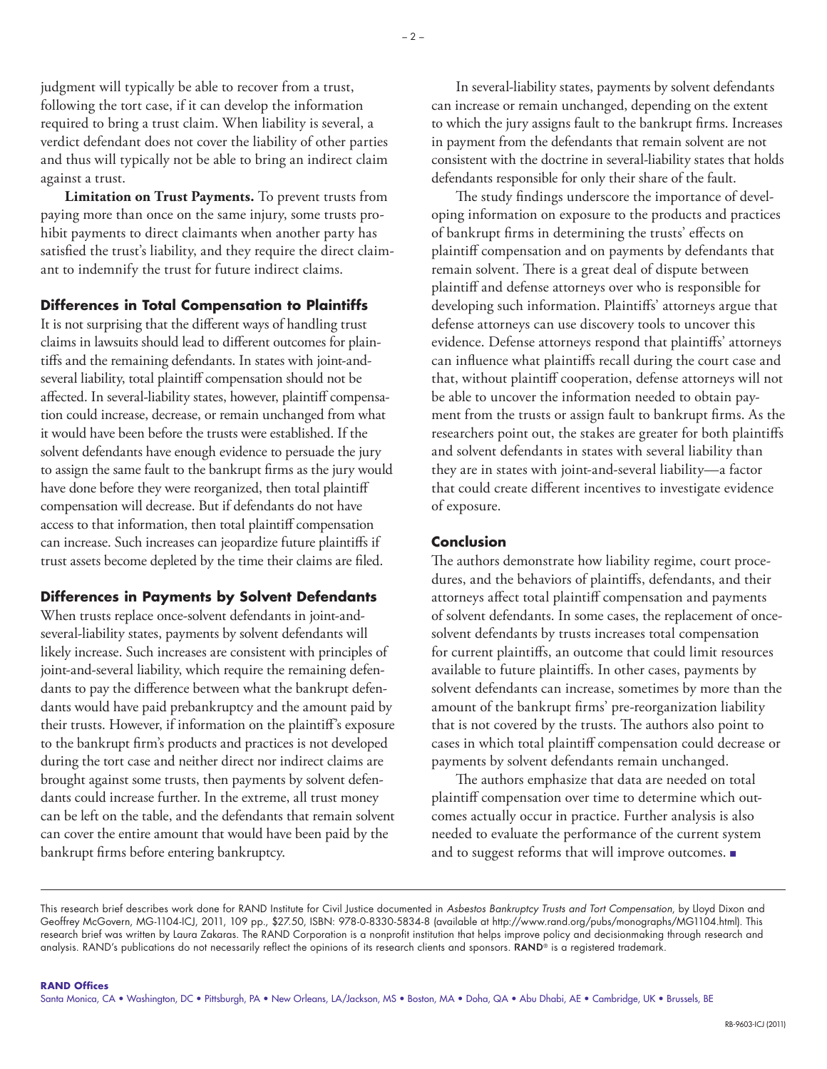judgment will typically be able to recover from a trust, following the tort case, if it can develop the information required to bring a trust claim. When liability is several, a verdict defendant does not cover the liability of other parties and thus will typically not be able to bring an indirect claim against a trust.

**Limitation on Trust Payments.** To prevent trusts from paying more than once on the same injury, some trusts prohibit payments to direct claimants when another party has satisfied the trust's liability, and they require the direct claimant to indemnify the trust for future indirect claims.

### Differences in Total Compensation to Plaintiffs

It is not surprising that the different ways of handling trust claims in lawsuits should lead to different outcomes for plaintiffs and the remaining defendants. In states with joint-and-several liability, total plaintiff compensation should not be affected. In several-liability states, however, plaintiff compensation could increase, decrease, or remain unchanged from what it would have been before the trusts were established. If the solvent defendants have enough evidence to persuade the jury to assign the same fault to the bankrupt firms as the jury would have done before they were reorganized, then total plaintiff compensation will decrease. But if defendants do not have access to that information, then total plaintiff compensation can increase. Such increases can jeopardize future plaintiffs if trust assets become depleted by the time their claims are filed.

### Differences in Payments by Solvent Defendants

When trusts replace once-solvent defendants in joint-and-several-liability states, payments by solvent defendants will likely increase. Such increases are consistent with principles of joint-and-several liability, which require the remaining defendants to pay the difference between what the bankrupt defendants would have paid prebankruptcy and the amount paid by their trusts. However, if information on the plaintiff's exposure to the bankrupt firm's products and practices is not developed during the tort case and neither direct nor indirect claims are brought against some trusts, then payments by solvent defendants could increase further. In the extreme, all trust money can be left on the table, and the defendants that remain solvent can cover the entire amount that would have been paid by the bankrupt firms before entering bankruptcy.

In several-liability states, payments by solvent defendants can increase or remain unchanged, depending on the extent to which the jury assigns fault to the bankrupt firms. Increases in payment from the defendants that remain solvent are not consistent with the doctrine in several-liability states that holds defendants responsible for only their share of the fault.

The study findings underscore the importance of developing information on exposure to the products and practices of bankrupt firms in determining the trusts' effects on plaintiff compensation and on payments by defendants that remain solvent. There is a great deal of dispute between plaintiff and defense attorneys over who is responsible for developing such information. Plaintiffs' attorneys argue that defense attorneys can use discovery tools to uncover this evidence. Defense attorneys respond that plaintiffs' attorneys can influence what plaintiffs recall during the court case and that, without plaintiff cooperation, defense attorneys will not be able to uncover the information needed to obtain payment from the trusts or assign fault to bankrupt firms. As the researchers point out, the stakes are greater for both plaintiffs and solvent defendants in states with several liability than they are in states with joint-and-several liability—a factor that could create different incentives to investigate evidence of exposure.

### Conclusion

The authors demonstrate how liability regime, court procedures, and the behaviors of plaintiffs, defendants, and their attorneys affect total plaintiff compensation and payments of solvent defendants. In some cases, the replacement of once-solvent defendants by trusts increases total compensation for current plaintiffs, an outcome that could limit resources available to future plaintiffs. In other cases, payments by solvent defendants can increase, sometimes by more than the amount of the bankrupt firms' pre-reorganization liability that is not covered by the trusts. The authors also point to cases in which total plaintiff compensation could decrease or payments by solvent defendants remain unchanged.

The authors emphasize that data are needed on total plaintiff compensation over time to determine which outcomes actually occur in practice. Further analysis is also needed to evaluate the performance of the current system and to suggest reforms that will improve outcomes. ■

---

This research brief describes work done for RAND Institute for Civil Justice documented in *Asbestos Bankruptcy Trusts and Tort Compensation*, by Lloyd Dixon and Geoffrey McGovern, MG-1104-ICJ, 2011, 109 pp., $27.50, ISBN: 978-0-8330-5834-8 (available at http://www.rand.org/pubs/monographs/MG1104.html). This research brief was written by Laura Zakaras. The RAND Corporation is a nonprofit institution that helps improve policy and decisionmaking through research and analysis. RAND's publications do not necessarily reflect the opinions of its research clients and sponsors. RAND® is a registered trademark.

**RAND Offices**

Santa Monica, CA • Washington, DC • Pittsburgh, PA • New Orleans, LA/Jackson, MS • Boston, MA • Doha, QA • Abu Dhabi, AE • Cambridge, UK • Brussels, BE

RB-9603-ICJ (2011)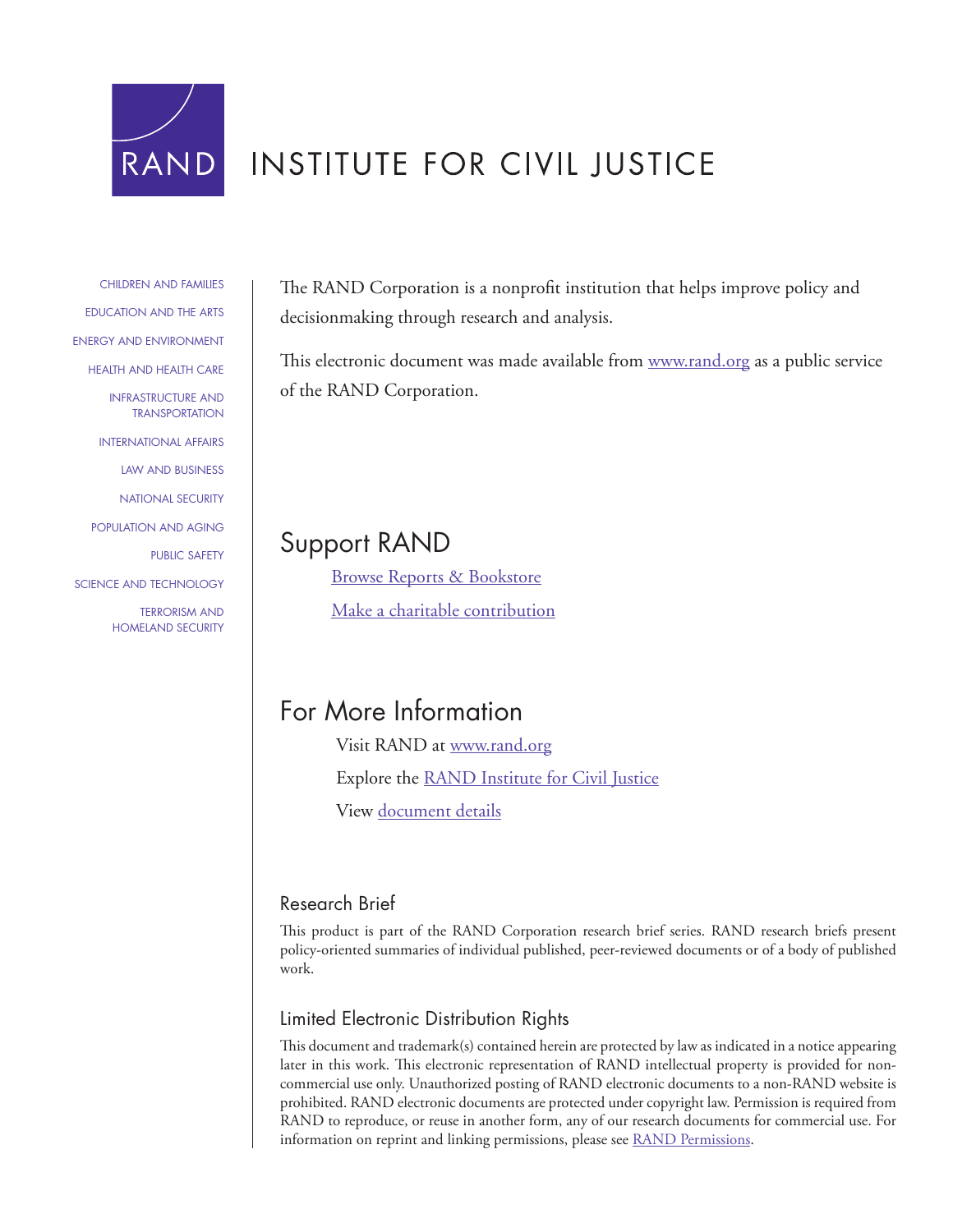RAND

# INSTITUTE FOR CIVIL JUSTICE

CHILDREN AND FAMILIES
EDUCATION AND THE ARTS
ENERGY AND ENVIRONMENT
HEALTH AND HEALTH CARE
INFRASTRUCTURE AND TRANSPORTATION
INTERNATIONAL AFFAIRS
LAW AND BUSINESS
NATIONAL SECURITY
POPULATION AND AGING
PUBLIC SAFETY
SCIENCE AND TECHNOLOGY
TERRORISM AND HOMELAND SECURITY

The RAND Corporation is a nonprofit institution that helps improve policy and decisionmaking through research and analysis.

This electronic document was made available from www.rand.org as a public service of the RAND Corporation.

## Support RAND

Browse Reports & Bookstore

Make a charitable contribution

## For More Information

Visit RAND at www.rand.org

Explore the RAND Institute for Civil Justice

View document details

### Research Brief

This product is part of the RAND Corporation research brief series. RAND research briefs present policy-oriented summaries of individual published, peer-reviewed documents or of a body of published work.

### Limited Electronic Distribution Rights

This document and trademark(s) contained herein are protected by law as indicated in a notice appearing later in this work. This electronic representation of RAND intellectual property is provided for non-commercial use only. Unauthorized posting of RAND electronic documents to a non-RAND website is prohibited. RAND electronic documents are protected under copyright law. Permission is required from RAND to reproduce, or reuse in another form, any of our research documents for commercial use. For information on reprint and linking permissions, please see RAND Permissions.